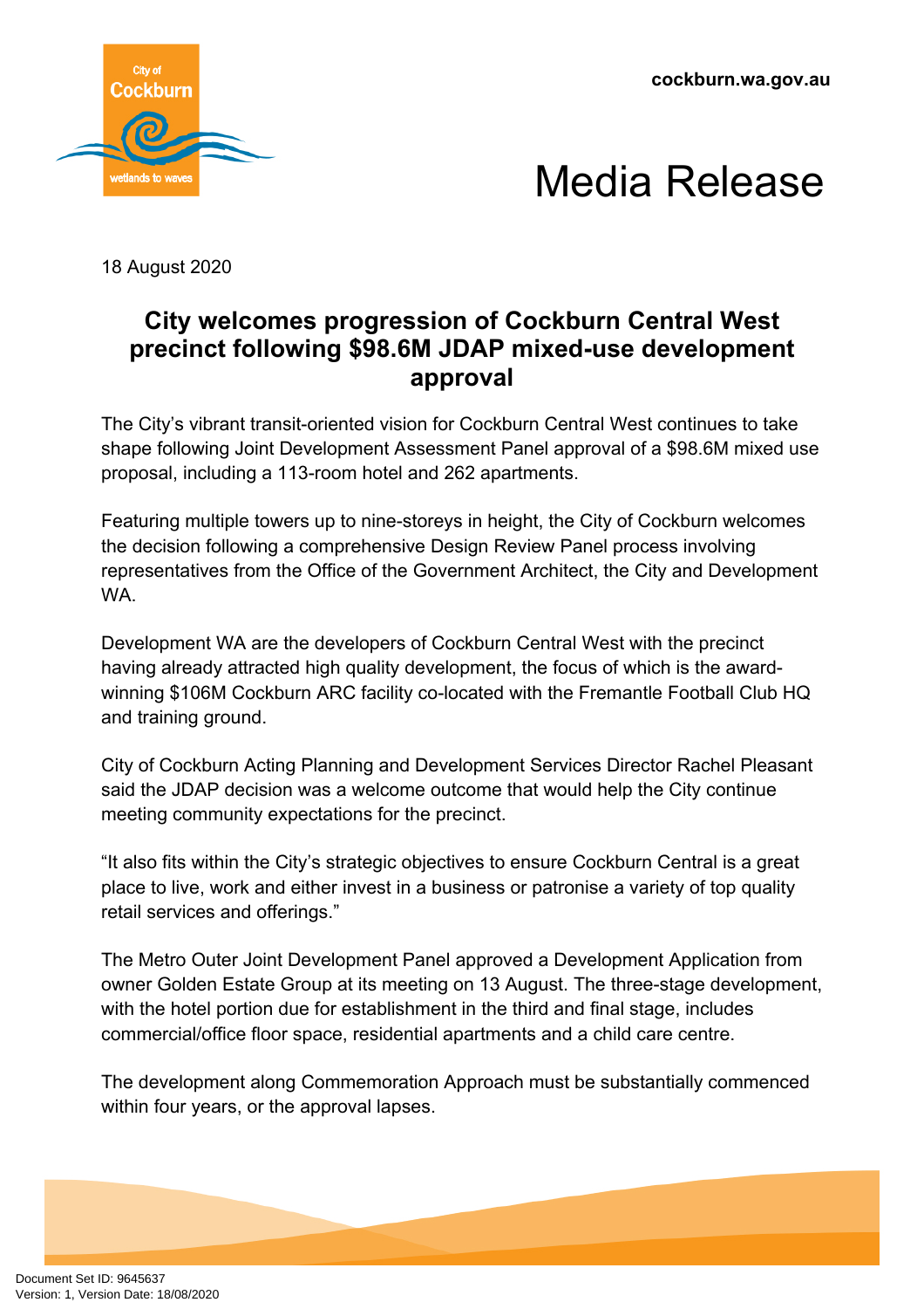cockburn.wa.gov.au

# Media Release

18 August 2020

## City welcomes progression of Cockburn Central West precinct following $98.6M JDAP mixed-use development approval

The City's vibrant transit-oriented vision for Cockburn Central West continues to take shape following Joint Development Assessment Panel approval of a $98.6M mixed use proposal, including a 113-room hotel and 262 apartments.

Featuring multiple towers up to nine-storeys in height, the City of Cockburn welcomes the decision following a comprehensive Design Review Panel process involving representatives from the Office of the Government Architect, the City and Development WA.

Development WA are the developers of Cockburn Central West with the precinct having already attracted high quality development, the focus of which is the award-winning $106M Cockburn ARC facility co-located with the Fremantle Football Club HQ and training ground.

City of Cockburn Acting Planning and Development Services Director Rachel Pleasant said the JDAP decision was a welcome outcome that would help the City continue meeting community expectations for the precinct.

"It also fits within the City's strategic objectives to ensure Cockburn Central is a great place to live, work and either invest in a business or patronise a variety of top quality retail services and offerings."

The Metro Outer Joint Development Panel approved a Development Application from owner Golden Estate Group at its meeting on 13 August. The three-stage development, with the hotel portion due for establishment in the third and final stage, includes commercial/office floor space, residential apartments and a child care centre.

The development along Commemoration Approach must be substantially commenced within four years, or the approval lapses.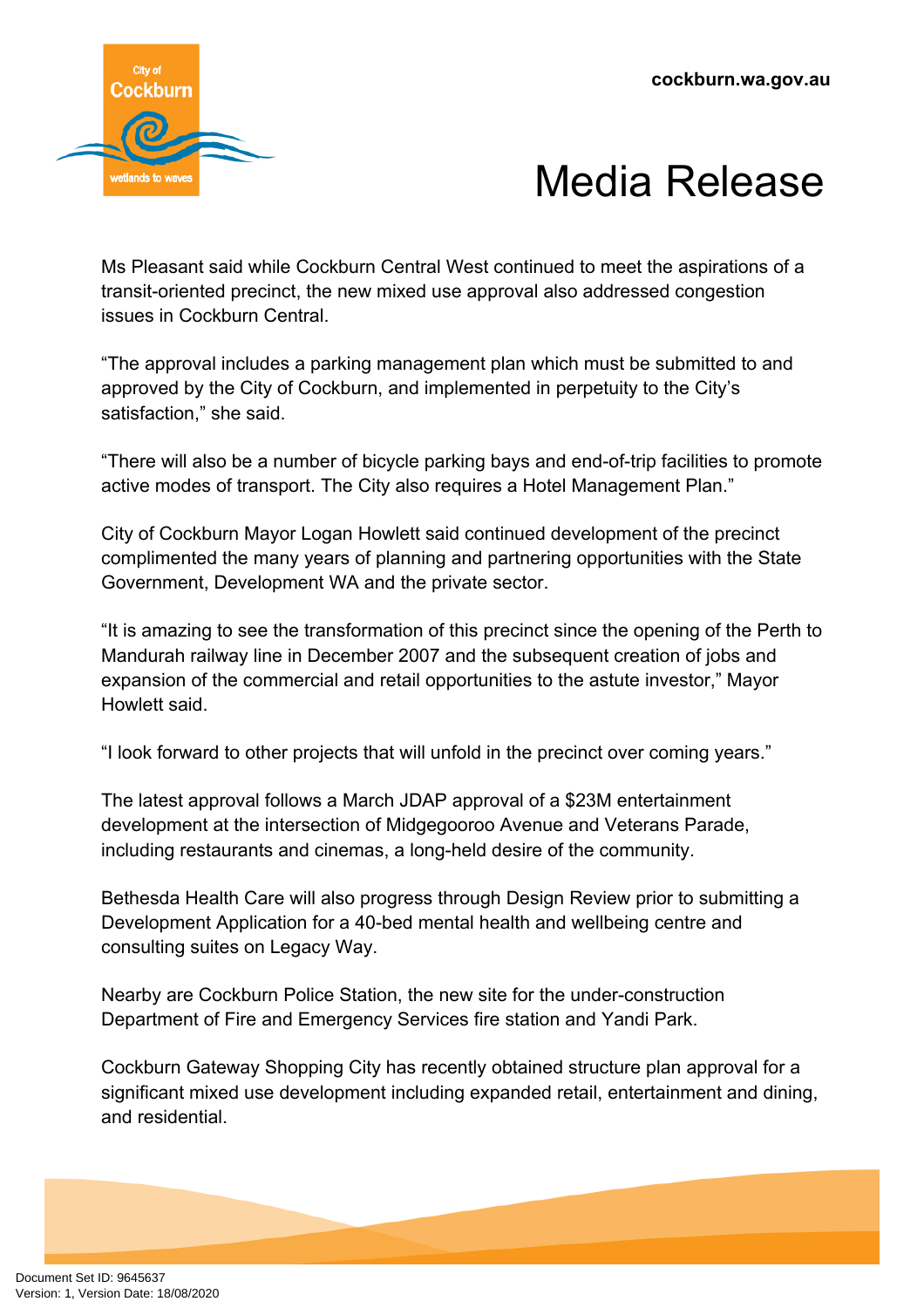Ms Pleasant said while Cockburn Central West continued to meet the aspirations of a transit-oriented precinct, the new mixed use approval also addressed congestion issues in Cockburn Central.

“The approval includes a parking management plan which must be submitted to and approved by the City of Cockburn, and implemented in perpetuity to the City’s satisfaction,” she said.

“There will also be a number of bicycle parking bays and end-of-trip facilities to promote active modes of transport. The City also requires a Hotel Management Plan.”

City of Cockburn Mayor Logan Howlett said continued development of the precinct complimented the many years of planning and partnering opportunities with the State Government, Development WA and the private sector.

“It is amazing to see the transformation of this precinct since the opening of the Perth to Mandurah railway line in December 2007 and the subsequent creation of jobs and expansion of the commercial and retail opportunities to the astute investor,” Mayor Howlett said.

“I look forward to other projects that will unfold in the precinct over coming years.”

The latest approval follows a March JDAP approval of a $23M entertainment development at the intersection of Midgegooroo Avenue and Veterans Parade, including restaurants and cinemas, a long-held desire of the community.

Bethesda Health Care will also progress through Design Review prior to submitting a Development Application for a 40-bed mental health and wellbeing centre and consulting suites on Legacy Way.

Nearby are Cockburn Police Station, the new site for the under-construction Department of Fire and Emergency Services fire station and Yandi Park.

Cockburn Gateway Shopping City has recently obtained structure plan approval for a significant mixed use development including expanded retail, entertainment and dining, and residential.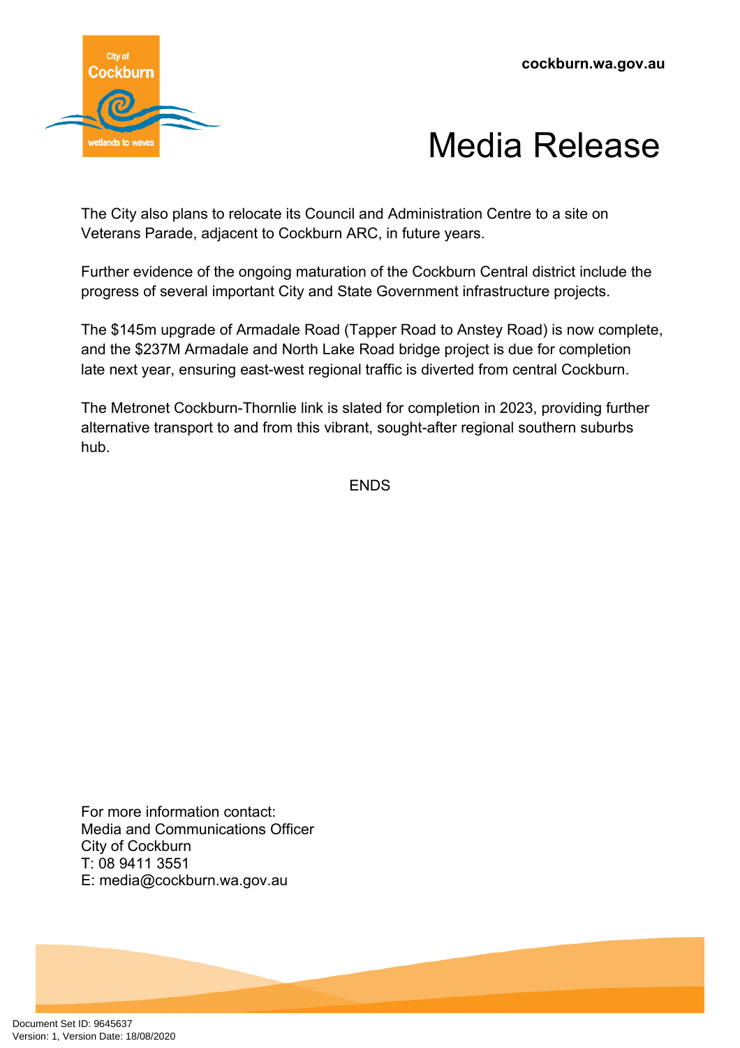The City also plans to relocate its Council and Administration Centre to a site on Veterans Parade, adjacent to Cockburn ARC, in future years.

Further evidence of the ongoing maturation of the Cockburn Central district include the progress of several important City and State Government infrastructure projects.

The $145m upgrade of Armadale Road (Tapper Road to Anstey Road) is now complete, and the $237M Armadale and North Lake Road bridge project is due for completion late next year, ensuring east-west regional traffic is diverted from central Cockburn.

The Metronet Cockburn-Thornlie link is slated for completion in 2023, providing further alternative transport to and from this vibrant, sought-after regional southern suburbs hub.

ENDS

For more information contact:
Media and Communications Officer
City of Cockburn
T: 08 9411 3551
E: media@cockburn.wa.gov.au